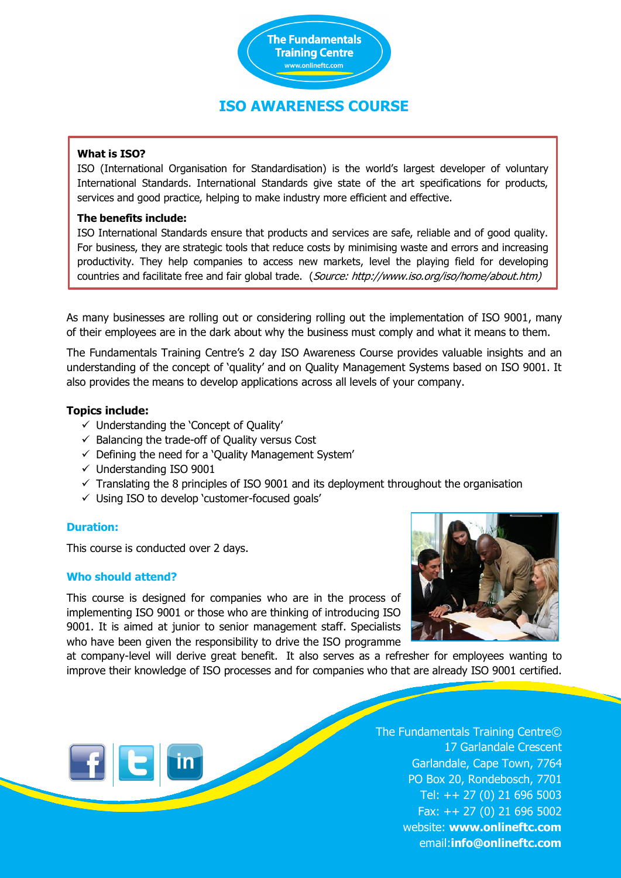The Fundamentals Training Centre
www.onlineftc.com

# ISO AWARENESS COURSE

**What is ISO?**

ISO (International Organisation for Standardisation) is the world's largest developer of voluntary International Standards. International Standards give state of the art specifications for products, services and good practice, helping to make industry more efficient and effective.

**The benefits include:**

ISO International Standards ensure that products and services are safe, reliable and of good quality. For business, they are strategic tools that reduce costs by minimising waste and errors and increasing productivity. They help companies to access new markets, level the playing field for developing countries and facilitate free and fair global trade. (*Source: http://www.iso.org/iso/home/about.htm)*

As many businesses are rolling out or considering rolling out the implementation of ISO 9001, many of their employees are in the dark about why the business must comply and what it means to them.

The Fundamentals Training Centre's 2 day ISO Awareness Course provides valuable insights and an understanding of the concept of 'quality' and on Quality Management Systems based on ISO 9001. It also provides the means to develop applications across all levels of your company.

**Topics include:**

- ✓ Understanding the 'Concept of Quality'
- ✓ Balancing the trade-off of Quality versus Cost
- ✓ Defining the need for a 'Quality Management System'
- ✓ Understanding ISO 9001
- ✓ Translating the 8 principles of ISO 9001 and its deployment throughout the organisation
- ✓ Using ISO to develop 'customer-focused goals'

### Duration:

This course is conducted over 2 days.

### Who should attend?

This course is designed for companies who are in the process of implementing ISO 9001 or those who are thinking of introducing ISO 9001. It is aimed at junior to senior management staff. Specialists who have been given the responsibility to drive the ISO programme at company-level will derive great benefit. It also serves as a refresher for employees wanting to improve their knowledge of ISO processes and for companies who that are already ISO 9001 certified.

The Fundamentals Training Centre©
17 Garlandale Crescent
Garlandale, Cape Town, 7764
PO Box 20, Rondebosch, 7701
Tel: ++ 27 (0) 21 696 5003
Fax: ++ 27 (0) 21 696 5002
website: **www.onlineftc.com**
email:**info@onlineftc.com**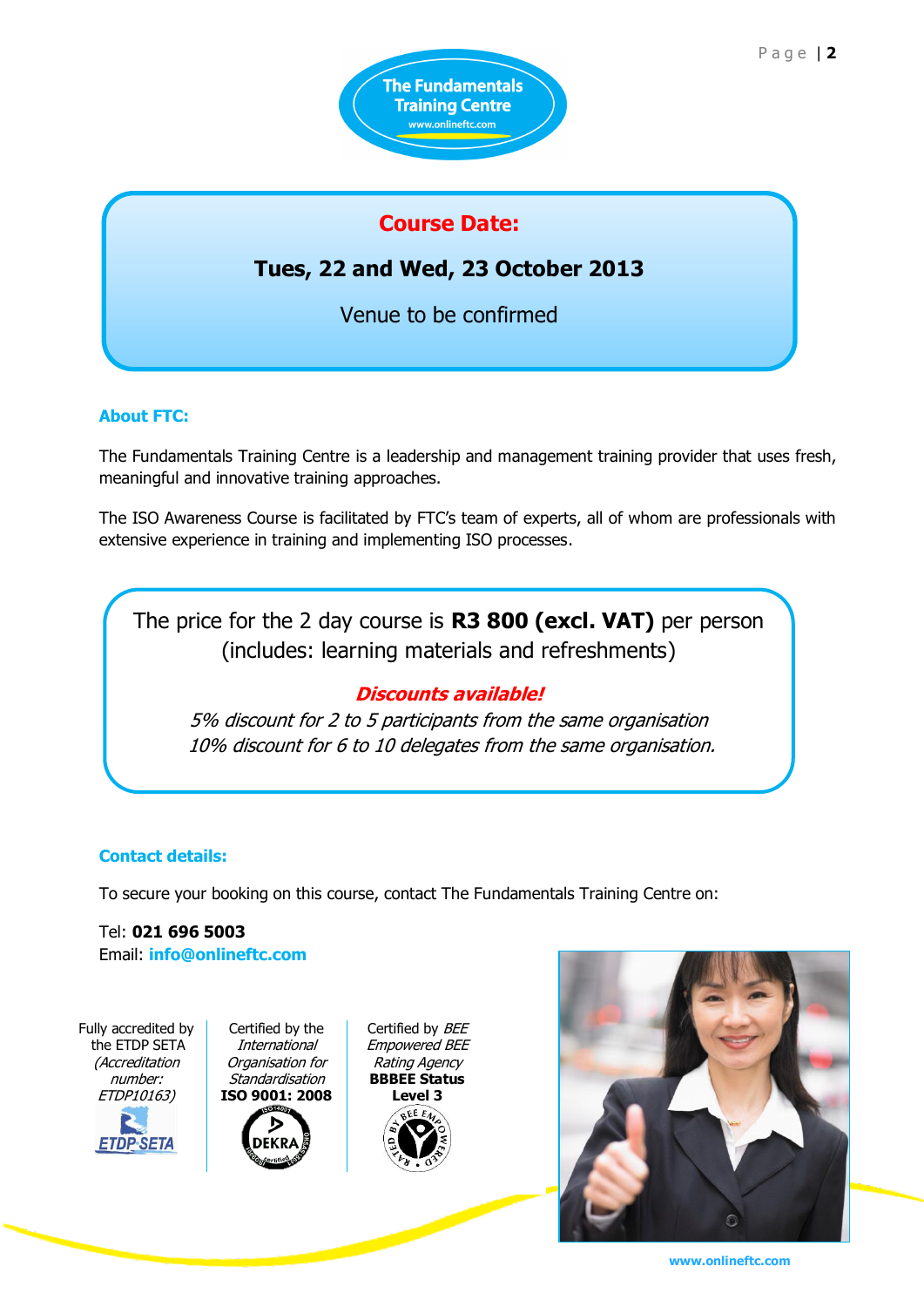The Fundamentals Training Centre
www.onlineftc.com

**Course Date:**

**Tues, 22 and Wed, 23 October 2013**

Venue to be confirmed

## About FTC:

The Fundamentals Training Centre is a leadership and management training provider that uses fresh, meaningful and innovative training approaches.

The ISO Awareness Course is facilitated by FTC's team of experts, all of whom are professionals with extensive experience in training and implementing ISO processes.

The price for the 2 day course is **R3 800 (excl. VAT)** per person (includes: learning materials and refreshments)

***Discounts available!***

*5% discount for 2 to 5 participants from the same organisation*
*10% discount for 6 to 10 delegates from the same organisation.*

## Contact details:

To secure your booking on this course, contact The Fundamentals Training Centre on:

Tel: **021 696 5003**
Email: **info@onlineftc.com**

Fully accredited by the ETDP SETA *(Accreditation number: ETDP10163)*

ETDP SETA

Certified by the *International Organisation for Standardisation* **ISO 9001: 2008**

DEKRA

Certified by *BEE Empowered BEE Rating Agency* **BBBEE Status Level 3**

RATED BY BEE EMPOWERED

www.onlineftc.com